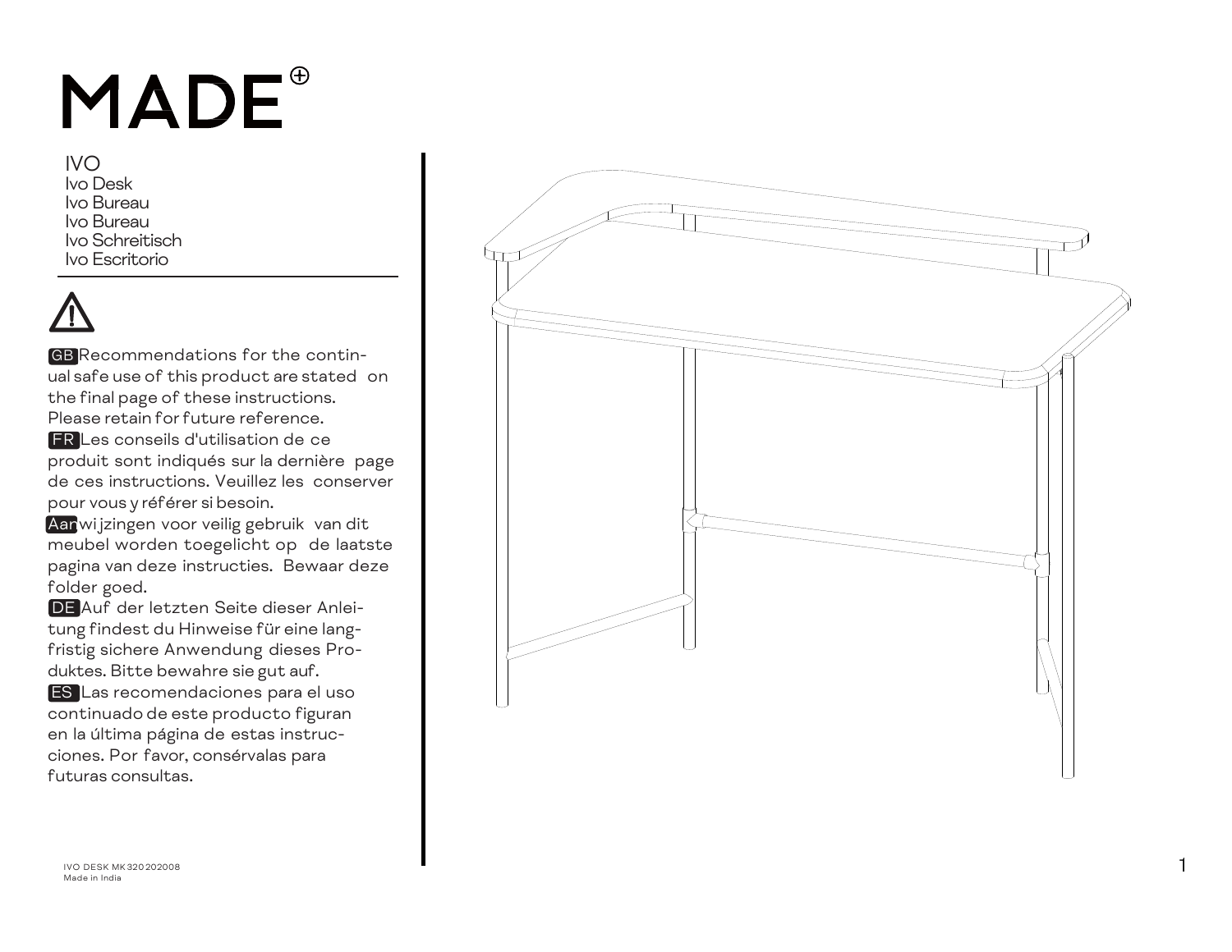# MADE

IVO
Ivo Desk
Ivo Bureau
Ivo Bureau
Ivo Schreitisch
Ivo Escritorio

⚠

**GB** Recommendations for the continual safe use of this product are stated on the final page of these instructions. Please retain for future reference.

**FR** Les conseils d'utilisation de ce produit sont indiqués sur la dernière page de ces instructions. Veuillez les conserver pour vous y référer si besoin.

**Aan**wijzingen voor veilig gebruik van dit meubel worden toegelicht op de laatste pagina van deze instructies. Bewaar deze folder goed.

**DE** Auf der letzten Seite dieser Anleitung findest du Hinweise für eine langfristig sichere Anwendung dieses Produktes. Bitte bewahre sie gut auf.

**ES** Las recomendaciones para el uso continuado de este producto figuran en la última página de estas instrucciones. Por favor, consérvalas para futuras consultas.

IVO DESK MK320202008
Made in India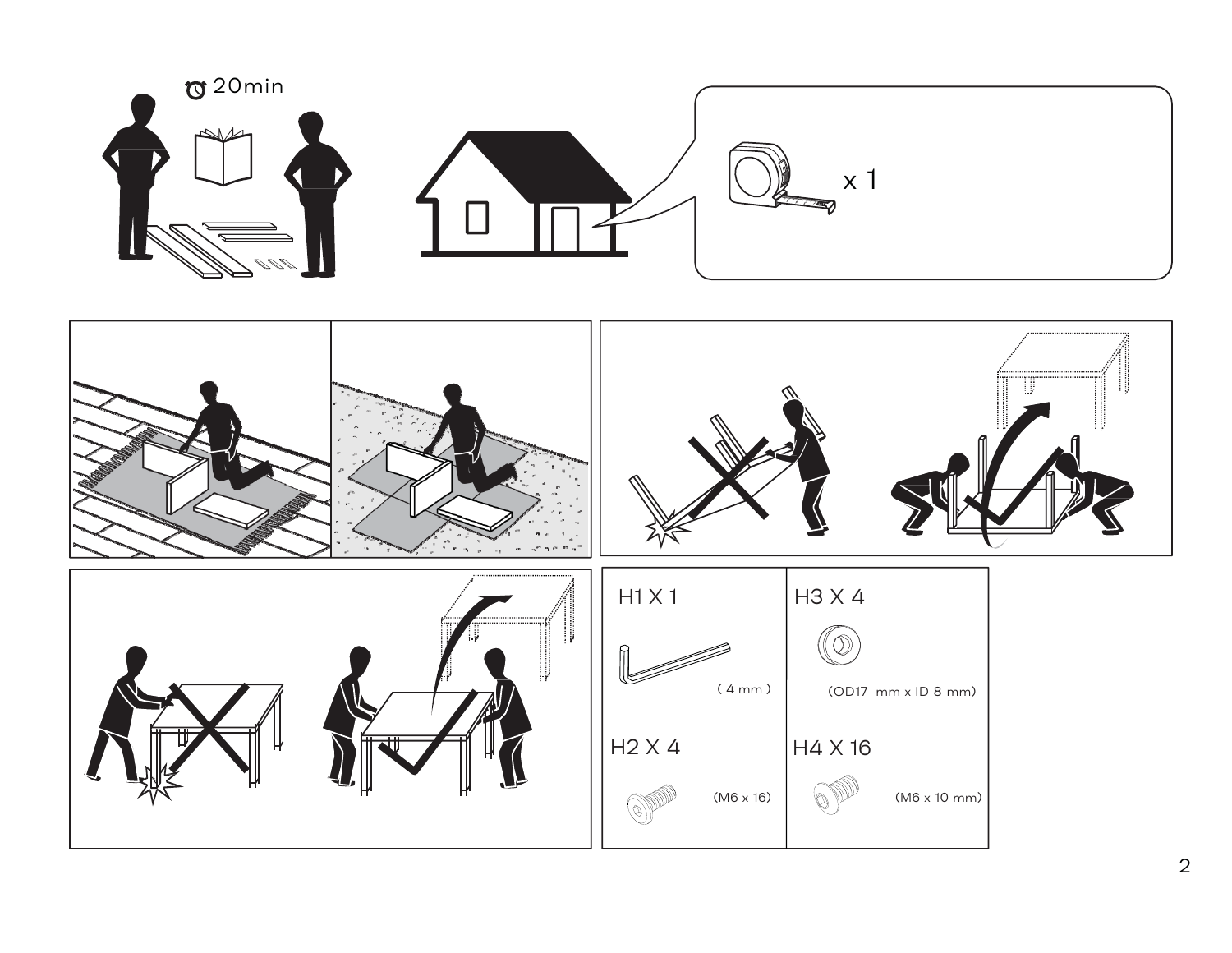20min

x 1

| H1 X 1 | H3 X 4 |
| --- | --- |
| ( 4 mm ) | (OD17 mm x ID 8 mm) |
| **H2 X 4** | **H4 X 16** |
| (M6 x 16) | (M6 x 10 mm) |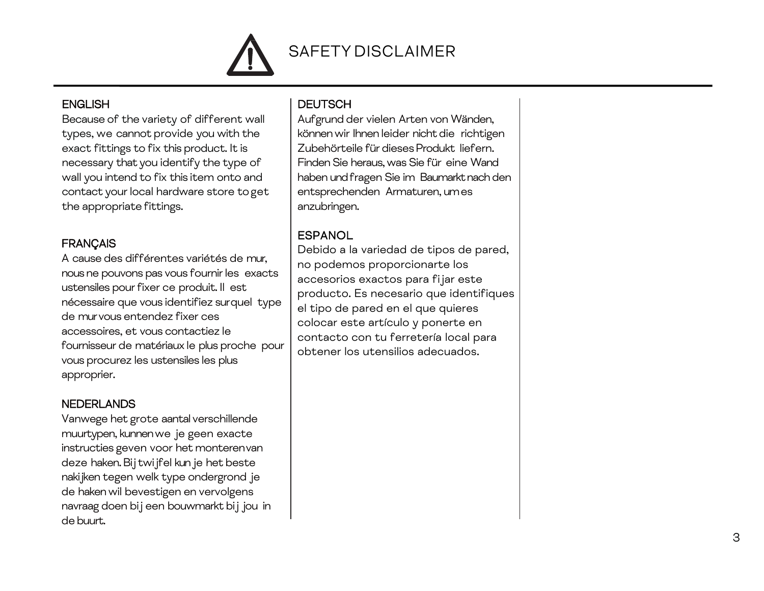# SAFETY DISCLAIMER

## ENGLISH

Because of the variety of different wall types, we cannot provide you with the exact fittings to fix this product. It is necessary that you identify the type of wall you intend to fix this item onto and contact your local hardware store to get the appropriate fittings.

## FRANÇAIS

A cause des différentes variétés de mur, nous ne pouvons pas vous fournir les exacts ustensiles pour fixer ce produit. Il est nécessaire que vous identifiez surquel type de mur vous entendez fixer ces accessoires, et vous contactiez le fournisseur de matériaux le plus proche pour vous procurez les ustensiles les plus approprier.

## NEDERLANDS

Vanwege het grote aantal verschillende muurtypen, kunnen we je geen exacte instructies geven voor het monteren van deze haken. Bij twijfel kun je het beste nakijken tegen welk type ondergrond je de haken wil bevestigen en vervolgens navraag doen bij een bouwmarkt bij jou in de buurt.

## DEUTSCH

Aufgrund der vielen Arten von Wänden, können wir Ihnen leider nicht die richtigen Zubehörteile für dieses Produkt liefern. Finden Sie heraus, was Sie für eine Wand haben und fragen Sie im Baumarkt nach den entsprechenden Armaturen, um es anzubringen.

## ESPANOL

Debido a la variedad de tipos de pared, no podemos proporcionarte los accesorios exactos para fijar este producto. Es necesario que identifiques el tipo de pared en el que quieres colocar este artículo y ponerte en contacto con tu ferretería local para obtener los utensilios adecuados.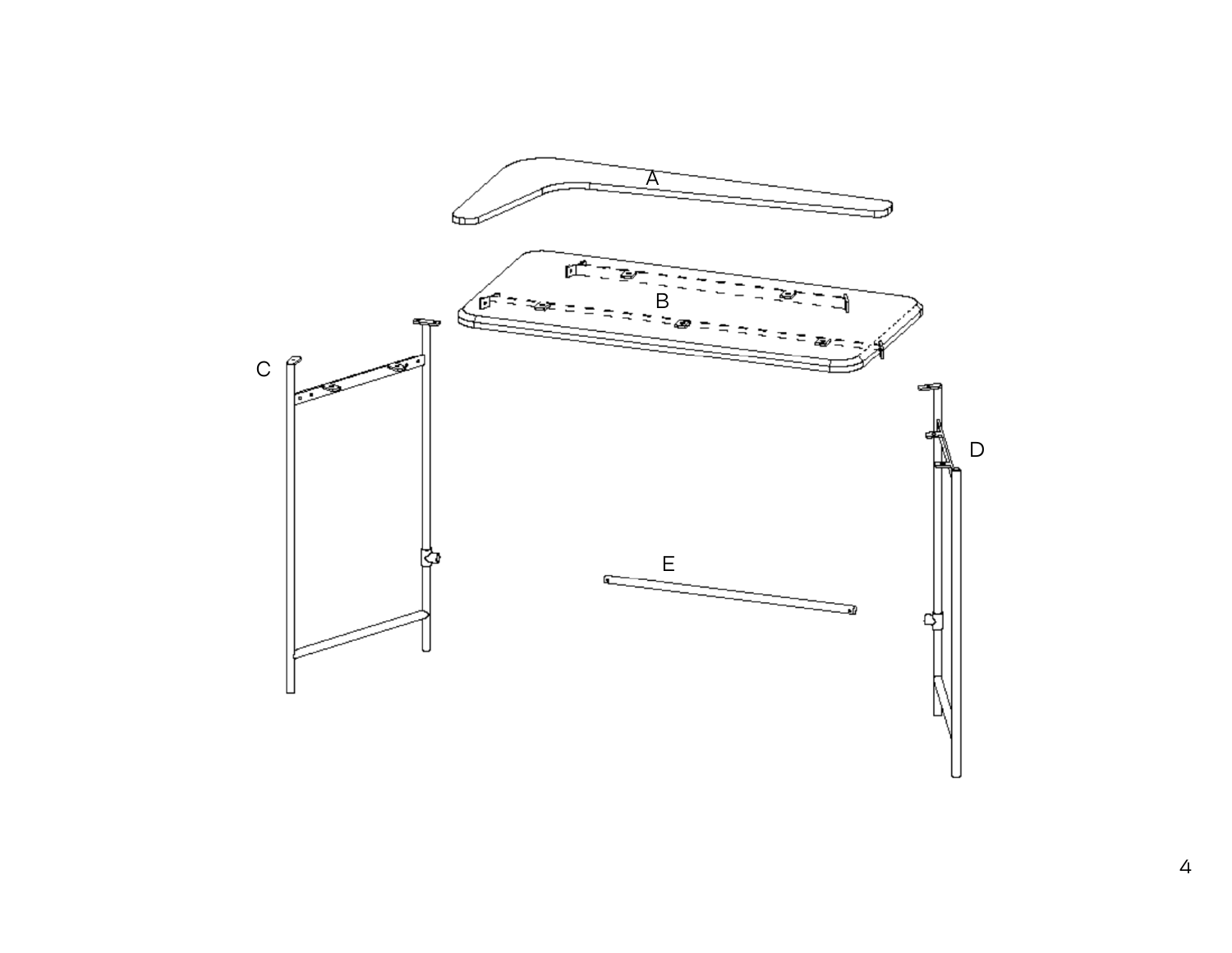A

B

C

D

E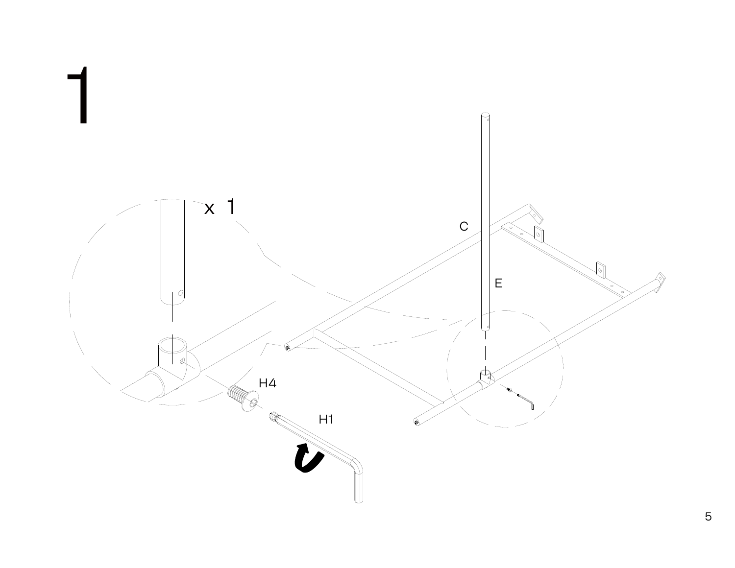# 1

x 1

C

E

H4

H1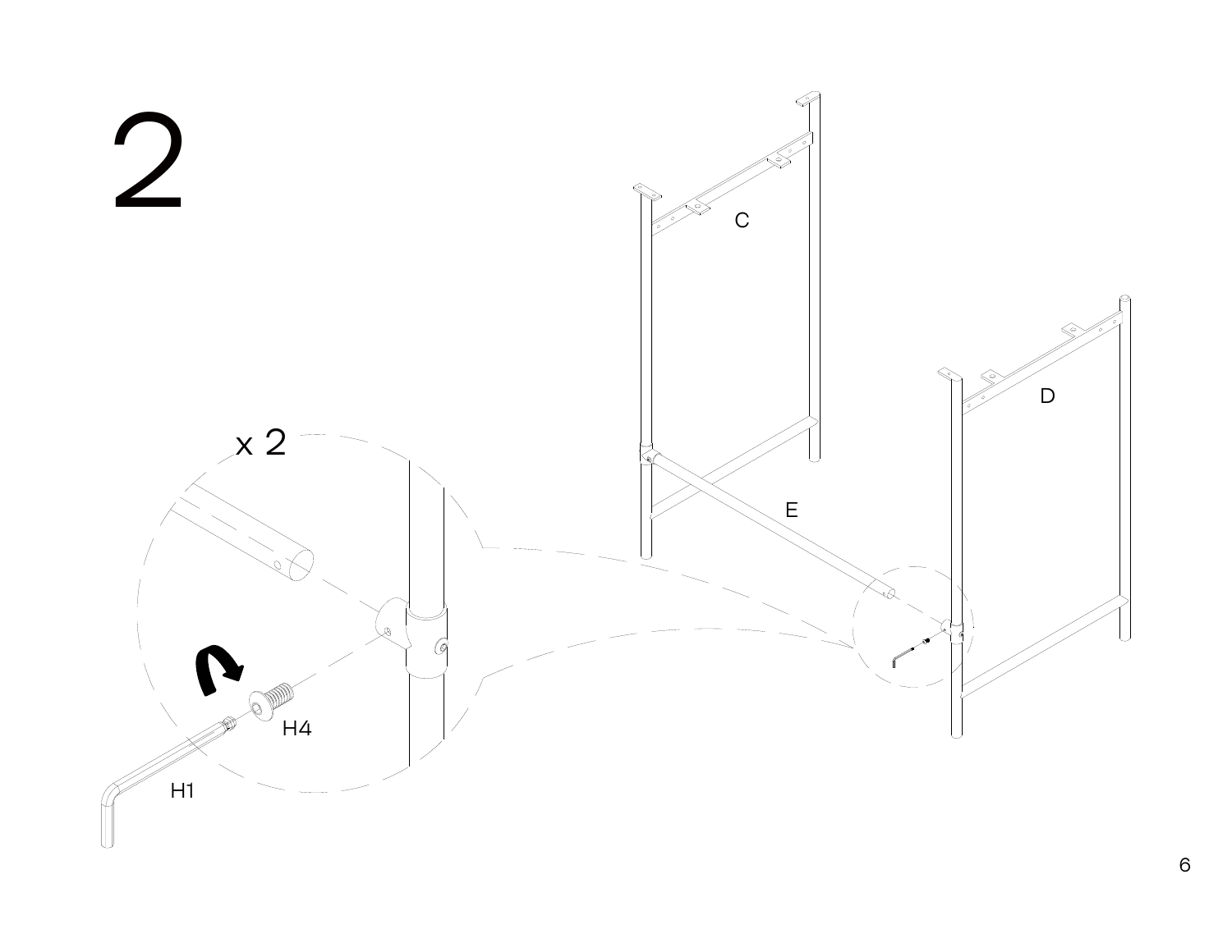# 2

x 2

H4

H1

C

D

E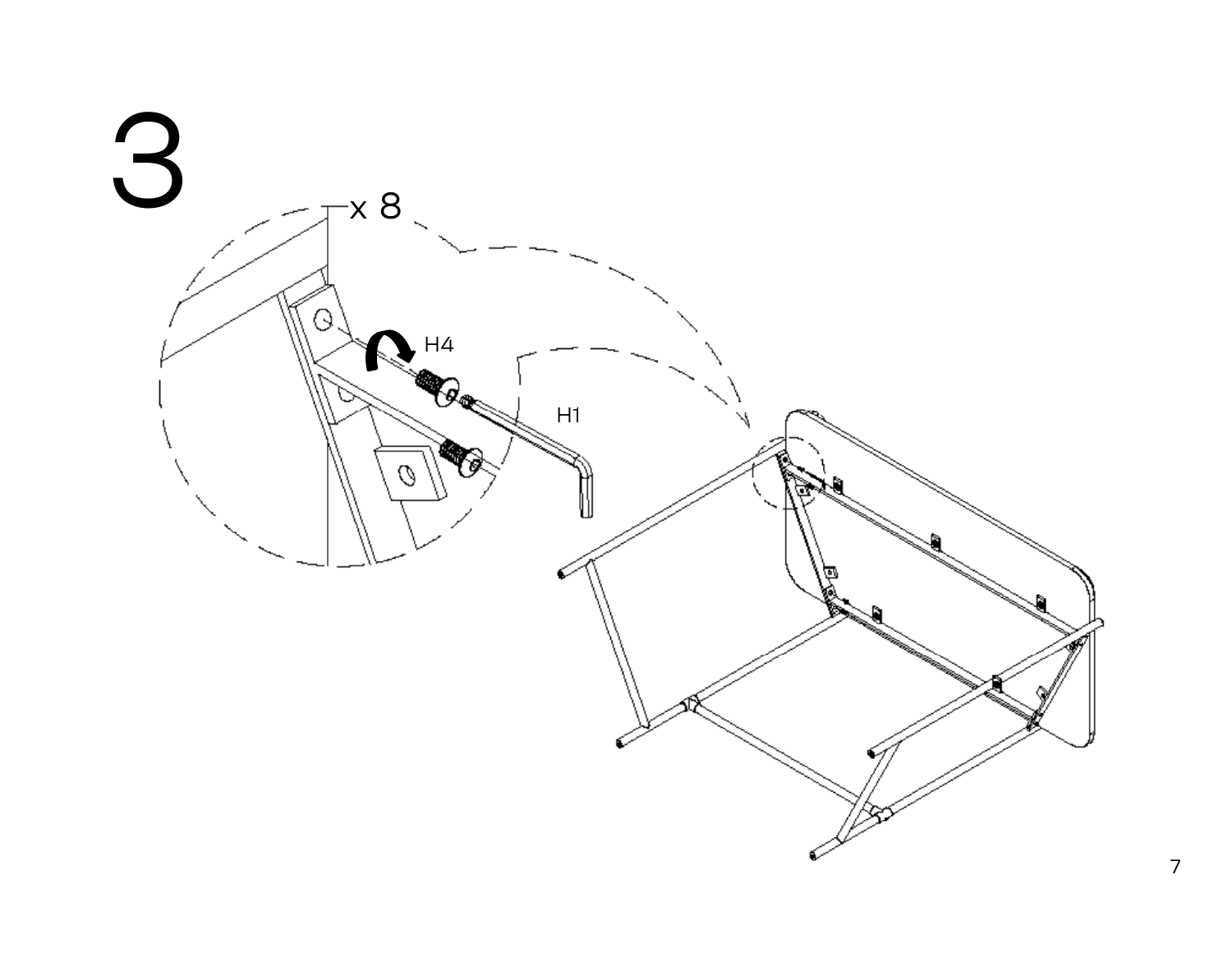# 3

x 8

H4

H1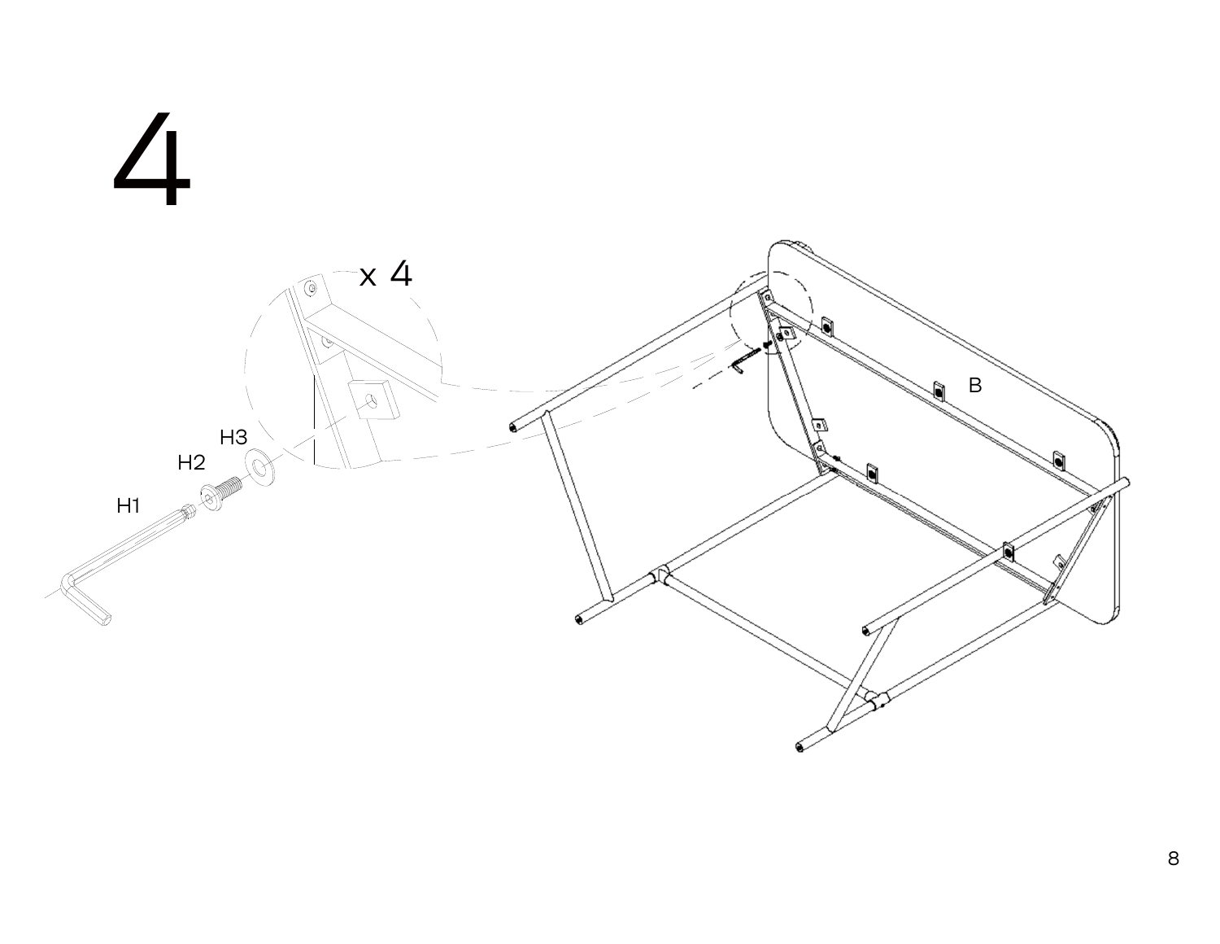# 4

x 4

H3

H2

H1

B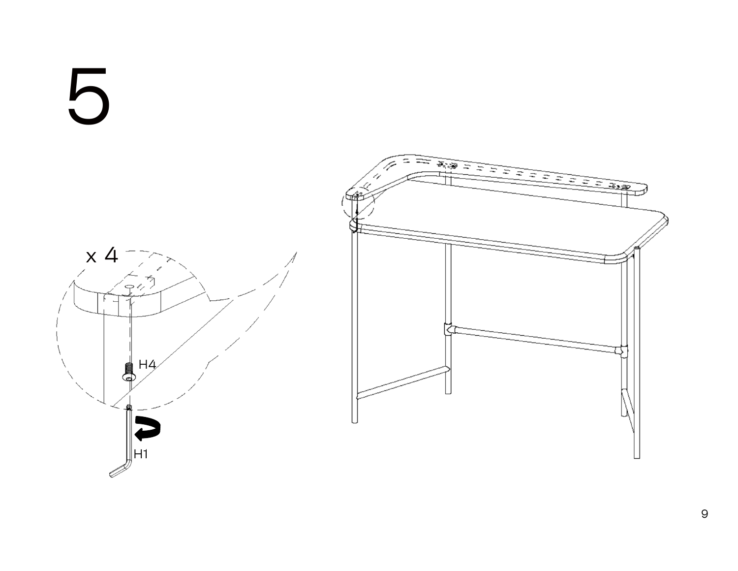# 5

x 4

H4

H1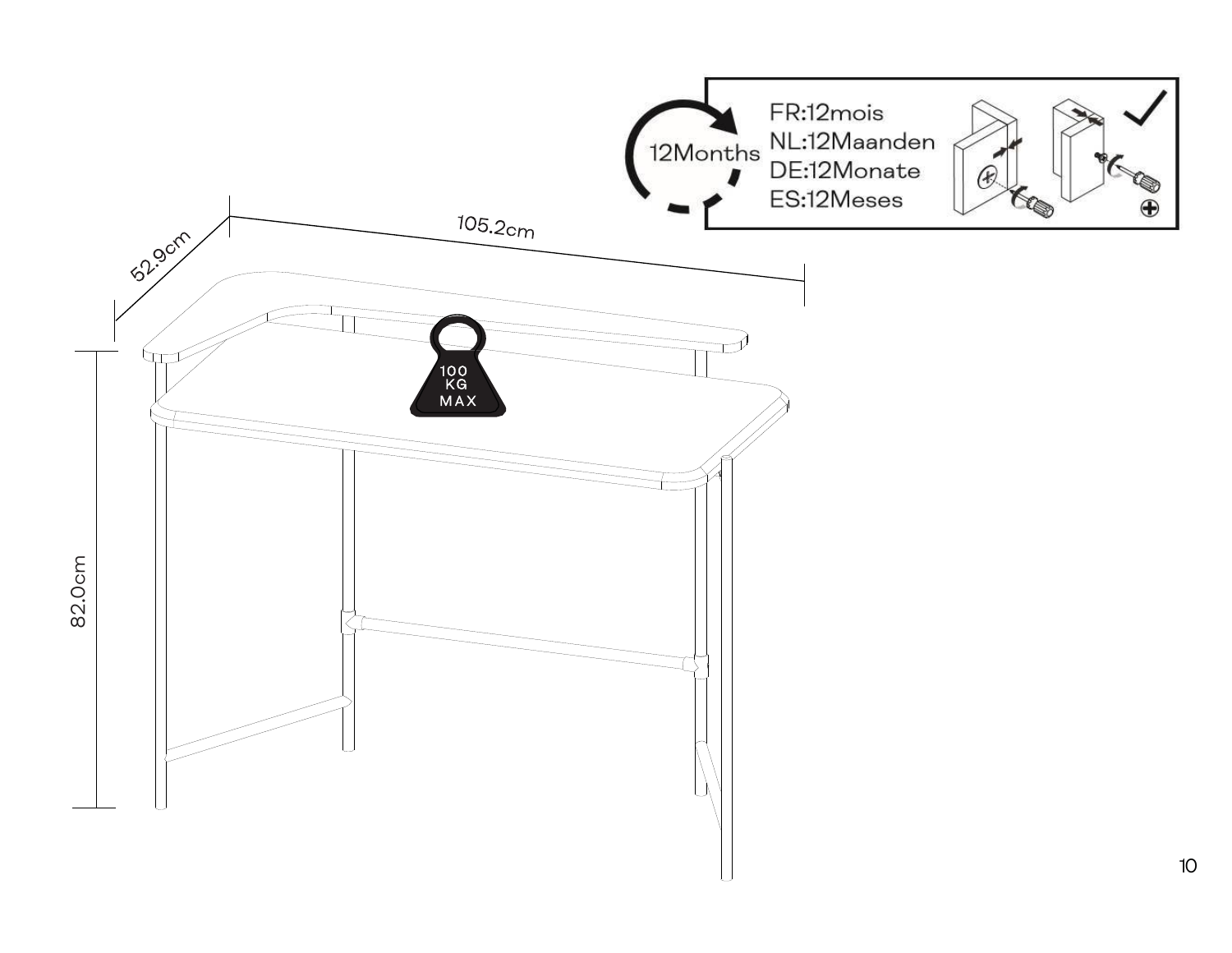12Months

FR:12mois
NL:12Maanden
DE:12Monate
ES:12Meses

105.2cm

52.9cm

82.0cm

100 KG MAX